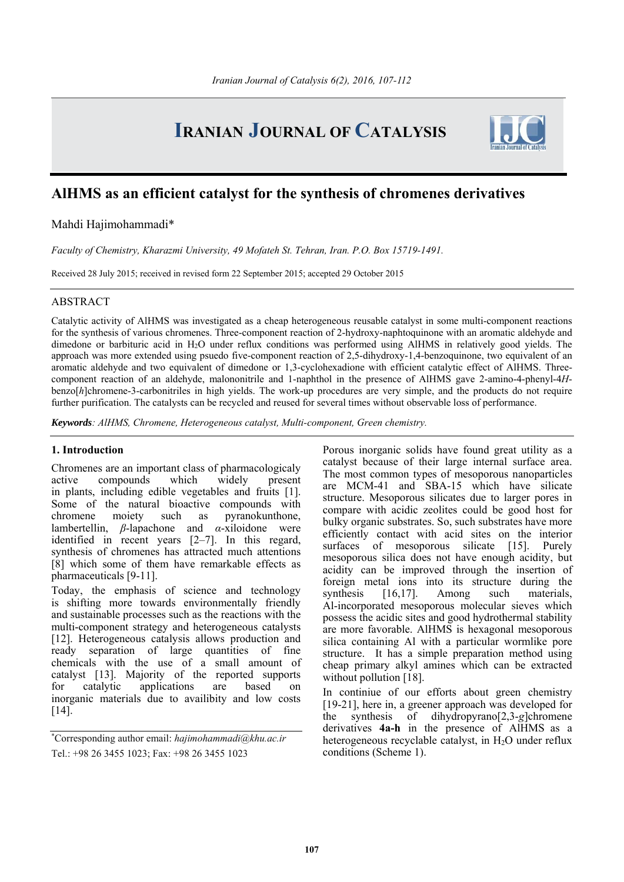# AlHMS as an efficient catalyst for the synthesis of chromenes derivatives

Mahdi Hajimohammadi*

*Faculty of Chemistry, Kharazmi University, 49 Mofateh St. Tehran, Iran. P.O. Box 15719-1491.*

Received 28 July 2015; received in revised form 22 September 2015; accepted 29 October 2015

## ABSTRACT

Catalytic activity of AlHMS was investigated as a cheap heterogeneous reusable catalyst in some multi-component reactions for the synthesis of various chromenes. Three-component reaction of 2-hydroxy-naphtoquinone with an aromatic aldehyde and dimedone or barbituric acid in $H_2O$ under reflux conditions was performed using AlHMS in relatively good yields. The approach was more extended using psuedo five-component reaction of 2,5-dihydroxy-1,4-benzoquinone, two equivalent of an aromatic aldehyde and two equivalent of dimedone or 1,3-cyclohexadione with efficient catalytic effect of AlHMS. Three-component reaction of an aldehyde, malononitrile and 1-naphthol in the presence of AlHMS gave 2-amino-4-phenyl-4*H*-benzo[*h*]chromene-3-carbonitriles in high yields. The work-up procedures are very simple, and the products do not require further purification. The catalysts can be recycled and reused for several times without observable loss of performance.

***Keywords**: AlHMS, Chromene, Heterogeneous catalyst, Multi-component, Green chemistry.*

## 1. Introduction

Chromenes are an important class of pharmacologicaly active compounds which widely present in plants, including edible vegetables and fruits [1]. Some of the natural bioactive compounds with chromene moiety such as pyranokunthone, lambertellin, *β*-lapachone and *α*-xiloidone were identified in recent years [2–7]. In this regard, synthesis of chromenes has attracted much attentions [8] which some of them have remarkable effects as pharmaceuticals [9-11].

Today, the emphasis of science and technology is shifting more towards environmentally friendly and sustainable processes such as the reactions with the multi-component strategy and heterogeneous catalysts [12]. Heterogeneous catalysis allows production and ready separation of large quantities of fine chemicals with the use of a small amount of catalyst [13]. Majority of the reported supports for catalytic applications are based on inorganic materials due to availibity and low costs [14].

Porous inorganic solids have found great utility as a catalyst because of their large internal surface area. The most common types of mesoporous nanoparticles are MCM-41 and SBA-15 which have silicate structure. Mesoporous silicates due to larger pores in compare with acidic zeolites could be good host for bulky organic substrates. So, such substrates have more efficiently contact with acid sites on the interior surfaces of mesoporous silicate [15]. Purely mesoporous silica does not have enough acidity, but acidity can be improved through the insertion of foreign metal ions into its structure during the synthesis [16,17]. Among such materials, Al-incorporated mesoporous molecular sieves which possess the acidic sites and good hydrothermal stability are more favorable. AlHMS is hexagonal mesoporous silica containing Al with a particular wormlike pore structure. It has a simple preparation method using cheap primary alkyl amines which can be extracted without pollution [18].

In continiue of our efforts about green chemistry [19-21], here in, a greener approach was developed for the synthesis of dihydropyrano[2,3-*g*]chromene derivatives **4a-h** in the presence of AlHMS as a heterogeneous recyclable catalyst, in $H_2O$ under reflux conditions (Scheme 1).

*Corresponding author email: *hajimohammadi@khu.ac.ir*
Tel.: +98 26 3455 1023; Fax: +98 26 3455 1023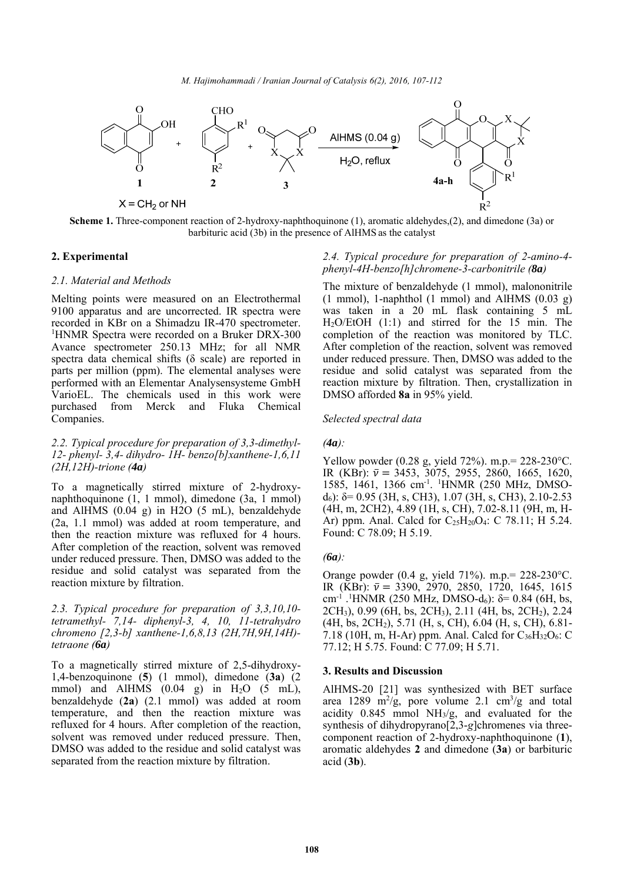X = $CH_2$ or NH

**Scheme 1.** Three-component reaction of 2-hydroxy-naphthoquinone (1), aromatic aldehydes,(2), and dimedone (3a) or barbituric acid (3b) in the presence of AlHMS as the catalyst

## 2. Experimental

### *2.1. Material and Methods*

Melting points were measured on an Electrothermal 9100 apparatus and are uncorrected. IR spectra were recorded in KBr on a Shimadzu IR-470 spectrometer. [1]HNMR Spectra were recorded on a Bruker DRX-300 Avance spectrometer 250.13 MHz; for all NMR spectra data chemical shifts (δ scale) are reported in parts per million (ppm). The elemental analyses were performed with an Elementar Analysensysteme GmbH VarioEL. The chemicals used in this work were purchased from Merck and Fluka Chemical Companies.

### *2.2. Typical procedure for preparation of 3,3-dimethyl-12- phenyl- 3,4- dihydro- 1H- benzo[b]xanthene-1,6,11 (2H,12H)-trione (**4a**)*

To a magnetically stirred mixture of 2-hydroxy-naphthoquinone (1, 1 mmol), dimedone (3a, 1 mmol) and AlHMS (0.04 g) in H2O (5 mL), benzaldehyde (2a, 1.1 mmol) was added at room temperature, and then the reaction mixture was refluxed for 4 hours. After completion of the reaction, solvent was removed under reduced pressure. Then, DMSO was added to the residue and solid catalyst was separated from the reaction mixture by filtration.

### *2.3. Typical procedure for preparation of 3,3,10,10-tetramethyl- 7,14- diphenyl-3, 4, 10, 11-tetrahydro chromeno [2,3-b] xanthene-1,6,8,13 (2H,7H,9H,14H)-tetraone (**6a**)*

To a magnetically stirred mixture of 2,5-dihydroxy-1,4-benzoquinone (**5**) (1 mmol), dimedone (**3a**) (2 mmol) and AlHMS (0.04 g) in $H_2O$ (5 mL), benzaldehyde (**2a**) (2.1 mmol) was added at room temperature, and then the reaction mixture was refluxed for 4 hours. After completion of the reaction, solvent was removed under reduced pressure. Then, DMSO was added to the residue and solid catalyst was separated from the reaction mixture by filtration.

### *2.4. Typical procedure for preparation of 2-amino-4-phenyl-4H-benzo[h]chromene-3-carbonitrile (**8a**)*

The mixture of benzaldehyde (1 mmol), malononitrile (1 mmol), 1-naphthol (1 mmol) and AlHMS (0.03 g) was taken in a 20 mL flask containing 5 mL $H_2O$/EtOH (1:1) and stirred for the 15 min. The completion of the reaction was monitored by TLC. After completion of the reaction, solvent was removed under reduced pressure. Then, DMSO was added to the residue and solid catalyst was separated from the reaction mixture by filtration. Then, crystallization in DMSO afforded **8a** in 95% yield.

*Selected spectral data*

*(**4a**):*

Yellow powder (0.28 g, yield 72%). m.p.= 228-230°C. IR (KBr): $\bar{\nu}$ = 3453, 3075, 2955, 2860, 1665, 1620, 1585, 1461, 1366 $cm^{-1}$. [1]HNMR (250 MHz, DMSO-$d_6$): δ= 0.95 (3H, s, CH3), 1.07 (3H, s, CH3), 2.10-2.53 (4H, m, 2CH2), 4.89 (1H, s, CH), 7.02-8.11 (9H, m, H-Ar) ppm. Anal. Calcd for $C_{25}H_{20}O_4$: C 78.11; H 5.24. Found: C 78.09; H 5.19.

*(**6a**):*

Orange powder (0.4 g, yield 71%). m.p.= 228-230°C. IR (KBr): $\bar{\nu}$ = 3390, 2970, 2850, 1720, 1645, 1615 $cm^{-1}$ .[1]HNMR (250 MHz, DMSO-$d_6$): δ= 0.84 (6H, bs, $2CH_3$), 0.99 (6H, bs, $2CH_3$), 2.11 (4H, bs, $2CH_2$), 2.24 (4H, bs, $2CH_2$), 5.71 (H, s, CH), 6.04 (H, s, CH), 6.81-7.18 (10H, m, H-Ar) ppm. Anal. Calcd for $C_{36}H_{32}O_6$: C 77.12; H 5.75. Found: C 77.09; H 5.71.

## 3. Results and Discussion

AlHMS-20 [21] was synthesized with BET surface area 1289 $m^2/g$, pore volume 2.1 $cm^3/g$ and total acidity 0.845 mmol $NH_3/g$, and evaluated for the synthesis of dihydropyrano[2,3-*g*]chromenes via three-component reaction of 2-hydroxy-naphthoquinone (**1**), aromatic aldehydes **2** and dimedone (**3a**) or barbituric acid (**3b**).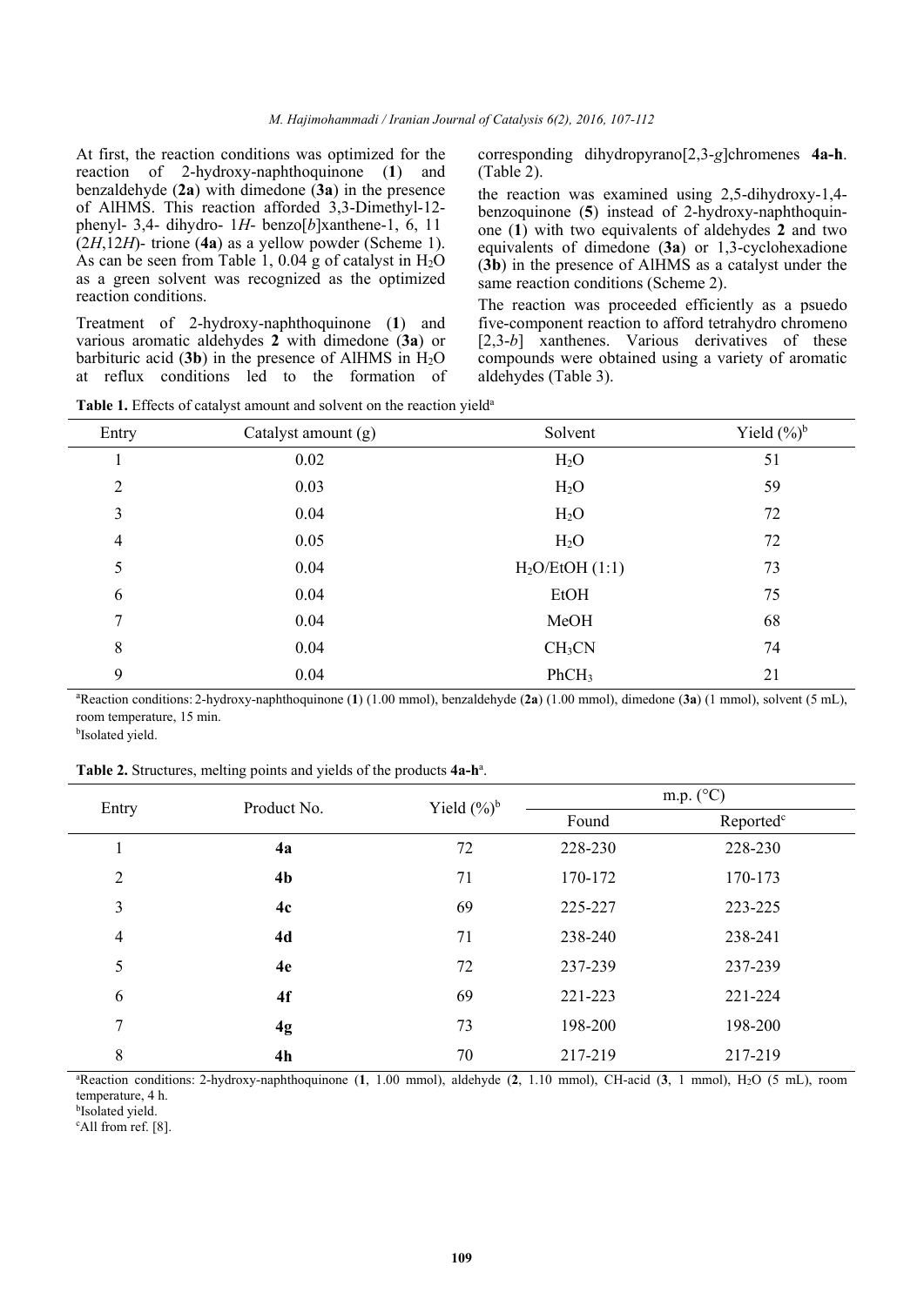At first, the reaction conditions was optimized for the reaction of 2-hydroxy-naphthoquinone (**1**) and benzaldehyde (**2a**) with dimedone (**3a**) in the presence of AlHMS. This reaction afforded 3,3-Dimethyl-12-phenyl- 3,4- dihydro- 1*H*- benzo[*b*]xanthene-1, 6, 11 (2*H*,12*H*)- trione (**4a**) as a yellow powder (Scheme 1). As can be seen from Table 1, 0.04 g of catalyst in $H_2O$ as a green solvent was recognized as the optimized reaction conditions.

Treatment of 2-hydroxy-naphthoquinone (**1**) and various aromatic aldehydes **2** with dimedone (**3a**) or barbituric acid (**3b**) in the presence of AlHMS in $H_2O$ at reflux conditions led to the formation of corresponding dihydropyrano[2,3-*g*]chromenes **4a-h**. (Table 2).

the reaction was examined using 2,5-dihydroxy-1,4-benzoquinone (**5**) instead of 2-hydroxy-naphthoquinone (**1**) with two equivalents of aldehydes **2** and two equivalents of dimedone (**3a**) or 1,3-cyclohexadione (**3b**) in the presence of AlHMS as a catalyst under the same reaction conditions (Scheme 2).

The reaction was proceeded efficiently as a psuedo five-component reaction to afford tetrahydro chromeno [2,3-*b*] xanthenes. Various derivatives of these compounds were obtained using a variety of aromatic aldehydes (Table 3).

**Table 1.** Effects of catalyst amount and solvent on the reaction yield[a]

| Entry | Catalyst amount (g) | Solvent | Yield (%)[b] |
|---|---|---|---|
| 1 | 0.02 | $H_2O$ | 51 |
| 2 | 0.03 | $H_2O$ | 59 |
| 3 | 0.04 | $H_2O$ | 72 |
| 4 | 0.05 | $H_2O$ | 72 |
| 5 | 0.04 | $H_2O$/EtOH (1:1) | 73 |
| 6 | 0.04 | EtOH | 75 |
| 7 | 0.04 | MeOH | 68 |
| 8 | 0.04 | $CH_3CN$ | 74 |
| 9 | 0.04 | $PhCH_3$ | 21 |

[a]Reaction conditions: 2-hydroxy-naphthoquinone (**1**) (1.00 mmol), benzaldehyde (**2a**) (1.00 mmol), dimedone (**3a**) (1 mmol), solvent (5 mL), room temperature, 15 min.

[b]Isolated yield.

**Table 2.** Structures, melting points and yields of the products **4a-h**[a].

| Entry | Product No. | Yield (%)[b] | m.p. (°C) | |
|---|---|---|---|---|
| | | | Found | Reported[c] |
| 1 | **4a** | 72 | 228-230 | 228-230 |
| 2 | **4b** | 71 | 170-172 | 170-173 |
| 3 | **4c** | 69 | 225-227 | 223-225 |
| 4 | **4d** | 71 | 238-240 | 238-241 |
| 5 | **4e** | 72 | 237-239 | 237-239 |
| 6 | **4f** | 69 | 221-223 | 221-224 |
| 7 | **4g** | 73 | 198-200 | 198-200 |
| 8 | **4h** | 70 | 217-219 | 217-219 |

[a]Reaction conditions: 2-hydroxy-naphthoquinone (**1**, 1.00 mmol), aldehyde (**2**, 1.10 mmol), CH-acid (**3**, 1 mmol), $H_2O$ (5 mL), room temperature, 4 h.

[b]Isolated yield.

[c]All from ref. [8].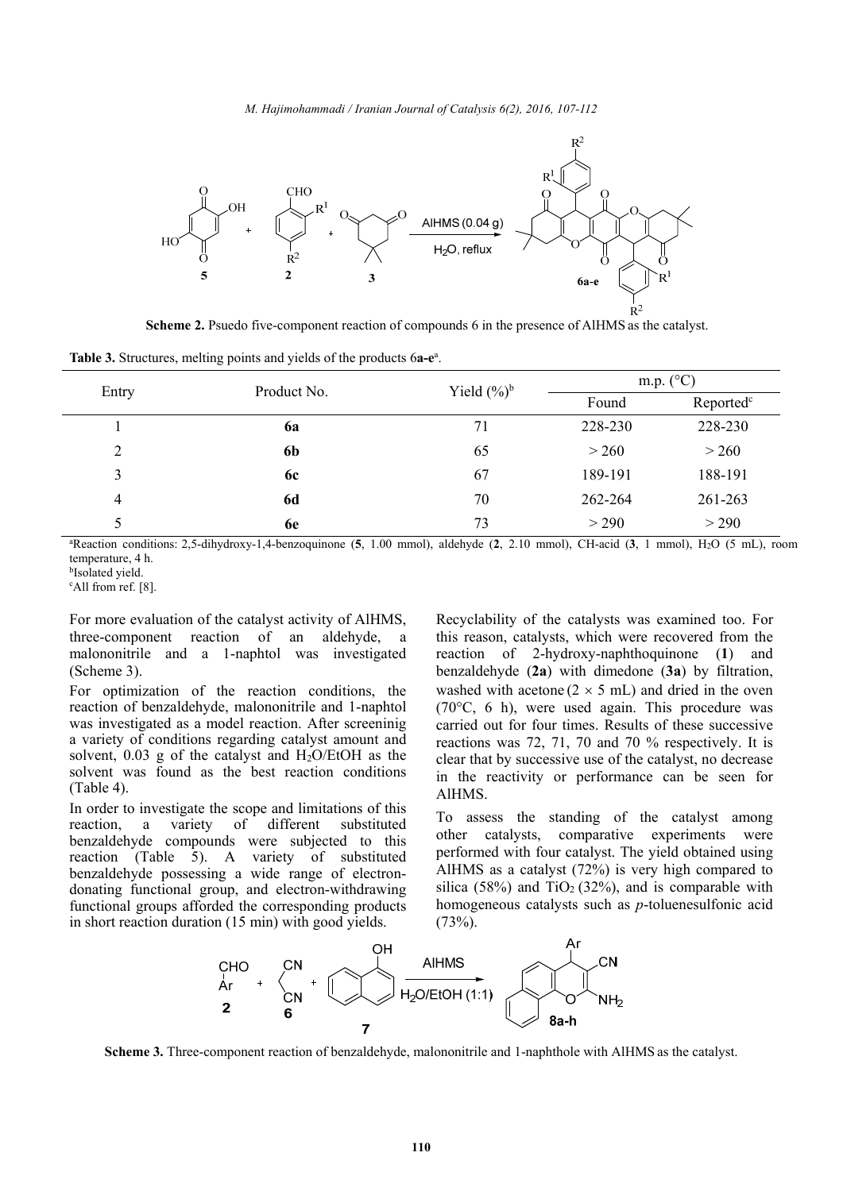**Scheme 2.** Psuedo five-component reaction of compounds 6 in the presence of AlHMS as the catalyst.

**Table 3.** Structures, melting points and yields of the products 6**a-e**[a].

| Entry | Product No. | Yield (%)[b] | m.p. (°C) | |
|---|---|---|---|---|
| | | | Found | Reported[c] |
| 1 | **6a** | 71 | 228-230 | 228-230 |
| 2 | **6b** | 65 | > 260 | > 260 |
| 3 | **6c** | 67 | 189-191 | 188-191 |
| 4 | **6d** | 70 | 262-264 | 261-263 |
| 5 | **6e** | 73 | > 290 | > 290 |

[a]Reaction conditions: 2,5-dihydroxy-1,4-benzoquinone (**5**, 1.00 mmol), aldehyde (**2**, 2.10 mmol), CH-acid (**3**, 1 mmol), $H_2O$ (5 mL), room temperature, 4 h.
[b]Isolated yield.
[c]All from ref. [8].

For more evaluation of the catalyst activity of AlHMS, three-component reaction of an aldehyde, a malononitrile and a 1-naphtol was investigated (Scheme 3).

For optimization of the reaction conditions, the reaction of benzaldehyde, malononitrile and 1-naphtol was investigated as a model reaction. After screeninig a variety of conditions regarding catalyst amount and solvent, 0.03 g of the catalyst and $H_2O$/EtOH as the solvent was found as the best reaction conditions (Table 4).

In order to investigate the scope and limitations of this reaction, a variety of different substituted benzaldehyde compounds were subjected to this reaction (Table 5). A variety of substituted benzaldehyde possessing a wide range of electron-donating functional group, and electron-withdrawing functional groups afforded the corresponding products in short reaction duration (15 min) with good yields.

Recyclability of the catalysts was examined too. For this reason, catalysts, which were recovered from the reaction of 2-hydroxy-naphthoquinone (**1**) and benzaldehyde (**2a**) with dimedone (**3a**) by filtration, washed with acetone ($2 \times 5$ mL) and dried in the oven (70°C, 6 h), were used again. This procedure was carried out for four times. Results of these successive reactions was 72, 71, 70 and 70 % respectively. It is clear that by successive use of the catalyst, no decrease in the reactivity or performance can be seen for AlHMS.

To assess the standing of the catalyst among other catalysts, comparative experiments were performed with four catalyst. The yield obtained using AlHMS as a catalyst (72%) is very high compared to silica (58%) and $TiO_2$ (32%), and is comparable with homogeneous catalysts such as *p*-toluenesulfonic acid (73%).

**Scheme 3.** Three-component reaction of benzaldehyde, malononitrile and 1-naphthole with AlHMS as the catalyst.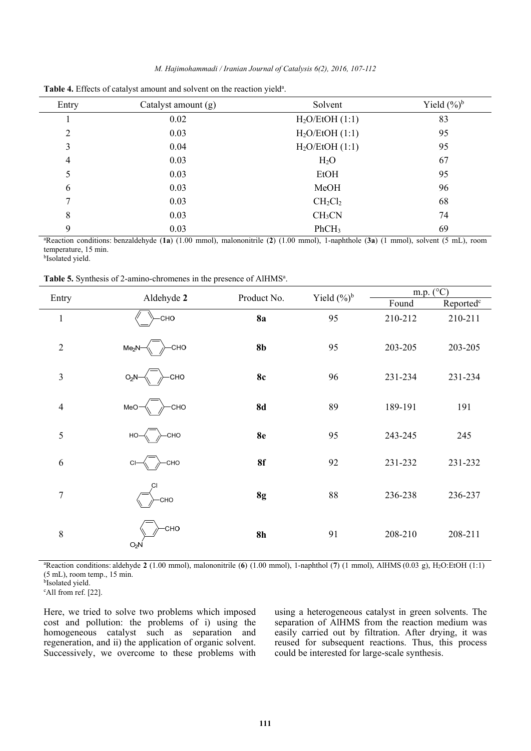**Table 4.** Effects of catalyst amount and solvent on the reaction yield[a].

| Entry | Catalyst amount (g) | Solvent | Yield (%)[b] |
|---|---|---|---|
| 1 | 0.02 | $H_2O$/EtOH (1:1) | 83 |
| 2 | 0.03 | $H_2O$/EtOH (1:1) | 95 |
| 3 | 0.04 | $H_2O$/EtOH (1:1) | 95 |
| 4 | 0.03 | $H_2O$ | 67 |
| 5 | 0.03 | EtOH | 95 |
| 6 | 0.03 | MeOH | 96 |
| 7 | 0.03 | $CH_2Cl_2$ | 68 |
| 8 | 0.03 | $CH_3CN$ | 74 |
| 9 | 0.03 | $PhCH_3$ | 69 |

[a]Reaction conditions: benzaldehyde (**1a**) (1.00 mmol), malononitrile (**2**) (1.00 mmol), 1-naphthole (**3a**) (1 mmol), solvent (5 mL), room temperature, 15 min.
[b]Isolated yield.

**Table 5.** Synthesis of 2-amino-chromenes in the presence of AlHMS[a].

| Entry | Aldehyde **2** | Product No. | Yield (%)[b] | m.p. (°C) | |
|---|---|---|---|---|---|
| | | | | Found | Reported[c] |
| 1 | $C_6H_5$-CHO | **8a** | 95 | 210-212 | 210-211 |
| 2 | 4-$Me_2N$-$C_6H_4$-CHO | **8b** | 95 | 203-205 | 203-205 |
| 3 | 4-$O_2N$-$C_6H_4$-CHO | **8c** | 96 | 231-234 | 231-234 |
| 4 | 4-MeO-$C_6H_4$-CHO | **8d** | 89 | 189-191 | 191 |
| 5 | 4-HO-$C_6H_4$-CHO | **8e** | 95 | 243-245 | 245 |
| 6 | 4-Cl-$C_6H_4$-CHO | **8f** | 92 | 231-232 | 231-232 |
| 7 | 2-Cl-$C_6H_4$-CHO | **8g** | 88 | 236-238 | 236-237 |
| 8 | 3-$O_2N$-$C_6H_4$-CHO | **8h** | 91 | 208-210 | 208-211 |

[a]Reaction conditions: aldehyde **2** (1.00 mmol), malononitrile (**6**) (1.00 mmol), 1-naphthol (**7**) (1 mmol), AlHMS (0.03 g), $H_2O$:EtOH (1:1) (5 mL), room temp., 15 min.
[b]Isolated yield.
[c]All from ref. [22].

Here, we tried to solve two problems which imposed cost and pollution: the problems of i) using the homogeneous catalyst such as separation and regeneration, and ii) the application of organic solvent. Successively, we overcome to these problems with using a heterogeneous catalyst in green solvents. The separation of AlHMS from the reaction medium was easily carried out by filtration. After drying, it was reused for subsequent reactions. Thus, this process could be interested for large-scale synthesis.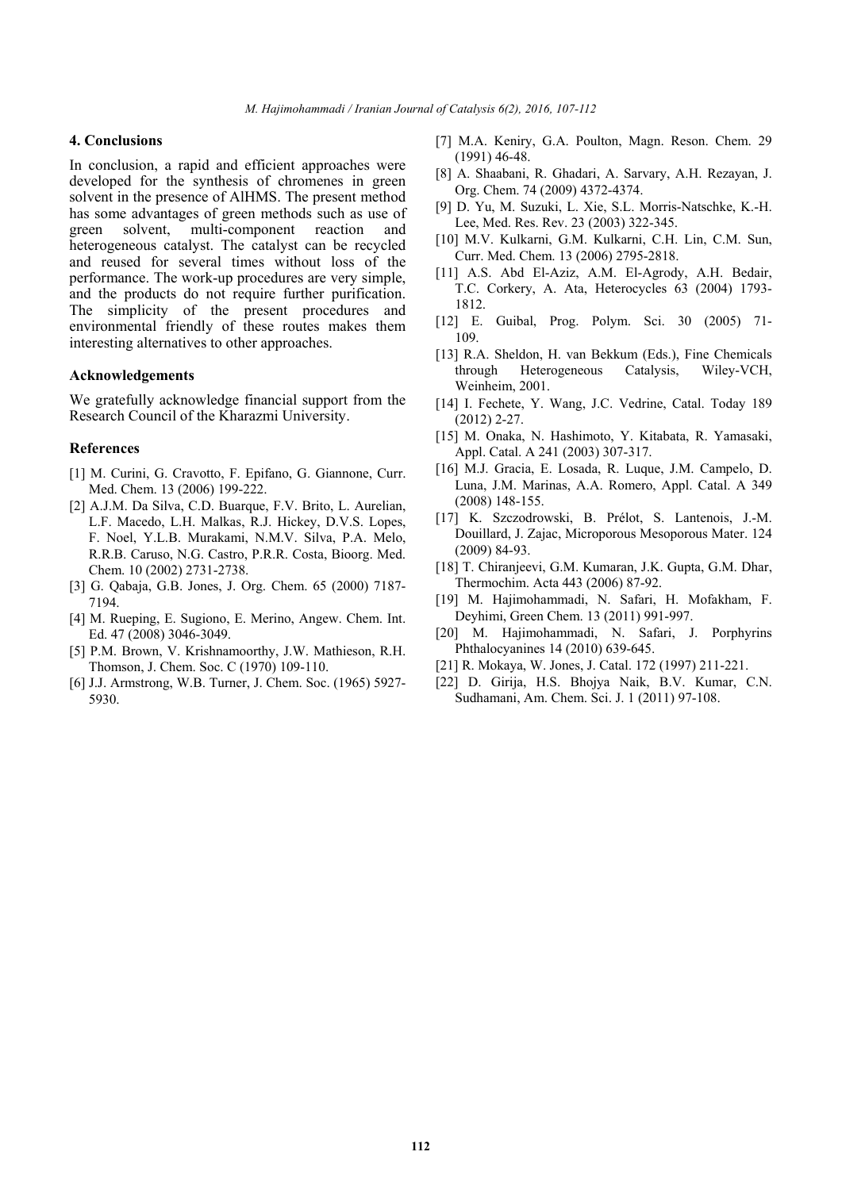## 4. Conclusions

In conclusion, a rapid and efficient approaches were developed for the synthesis of chromenes in green solvent in the presence of AlHMS. The present method has some advantages of green methods such as use of green solvent, multi-component reaction and heterogeneous catalyst. The catalyst can be recycled and reused for several times without loss of the performance. The work-up procedures are very simple, and the products do not require further purification. The simplicity of the present procedures and environmental friendly of these routes makes them interesting alternatives to other approaches.

### Acknowledgements

We gratefully acknowledge financial support from the Research Council of the Kharazmi University.

### References

[1] M. Curini, G. Cravotto, F. Epifano, G. Giannone, Curr. Med. Chem. 13 (2006) 199-222.

[2] A.J.M. Da Silva, C.D. Buarque, F.V. Brito, L. Aurelian, L.F. Macedo, L.H. Malkas, R.J. Hickey, D.V.S. Lopes, F. Noel, Y.L.B. Murakami, N.M.V. Silva, P.A. Melo, R.R.B. Caruso, N.G. Castro, P.R.R. Costa, Bioorg. Med. Chem. 10 (2002) 2731-2738.

[3] G. Qabaja, G.B. Jones, J. Org. Chem. 65 (2000) 7187-7194.

[4] M. Rueping, E. Sugiono, E. Merino, Angew. Chem. Int. Ed. 47 (2008) 3046-3049.

[5] P.M. Brown, V. Krishnamoorthy, J.W. Mathieson, R.H. Thomson, J. Chem. Soc. C (1970) 109-110.

[6] J.J. Armstrong, W.B. Turner, J. Chem. Soc. (1965) 5927-5930.

[7] M.A. Keniry, G.A. Poulton, Magn. Reson. Chem. 29 (1991) 46-48.

[8] A. Shaabani, R. Ghadari, A. Sarvary, A.H. Rezayan, J. Org. Chem. 74 (2009) 4372-4374.

[9] D. Yu, M. Suzuki, L. Xie, S.L. Morris-Natschke, K.-H. Lee, Med. Res. Rev. 23 (2003) 322-345.

[10] M.V. Kulkarni, G.M. Kulkarni, C.H. Lin, C.M. Sun, Curr. Med. Chem. 13 (2006) 2795-2818.

[11] A.S. Abd El-Aziz, A.M. El-Agrody, A.H. Bedair, T.C. Corkery, A. Ata, Heterocycles 63 (2004) 1793-1812.

[12] E. Guibal, Prog. Polym. Sci. 30 (2005) 71-109.

[13] R.A. Sheldon, H. van Bekkum (Eds.), Fine Chemicals through Heterogeneous Catalysis, Wiley-VCH, Weinheim, 2001.

[14] I. Fechete, Y. Wang, J.C. Vedrine, Catal. Today 189 (2012) 2-27.

[15] M. Onaka, N. Hashimoto, Y. Kitabata, R. Yamasaki, Appl. Catal. A 241 (2003) 307-317.

[16] M.J. Gracia, E. Losada, R. Luque, J.M. Campelo, D. Luna, J.M. Marinas, A.A. Romero, Appl. Catal. A 349 (2008) 148-155.

[17] K. Szczodrowski, B. Prélot, S. Lantenois, J.-M. Douillard, J. Zajac, Microporous Mesoporous Mater. 124 (2009) 84-93.

[18] T. Chiranjeevi, G.M. Kumaran, J.K. Gupta, G.M. Dhar, Thermochim. Acta 443 (2006) 87-92.

[19] M. Hajimohammadi, N. Safari, H. Mofakham, F. Deyhimi, Green Chem. 13 (2011) 991-997.

[20] M. Hajimohammadi, N. Safari, J. Porphyrins Phthalocyanines 14 (2010) 639-645.

[21] R. Mokaya, W. Jones, J. Catal. 172 (1997) 211-221.

[22] D. Girija, H.S. Bhojya Naik, B.V. Kumar, C.N. Sudhamani, Am. Chem. Sci. J. 1 (2011) 97-108.